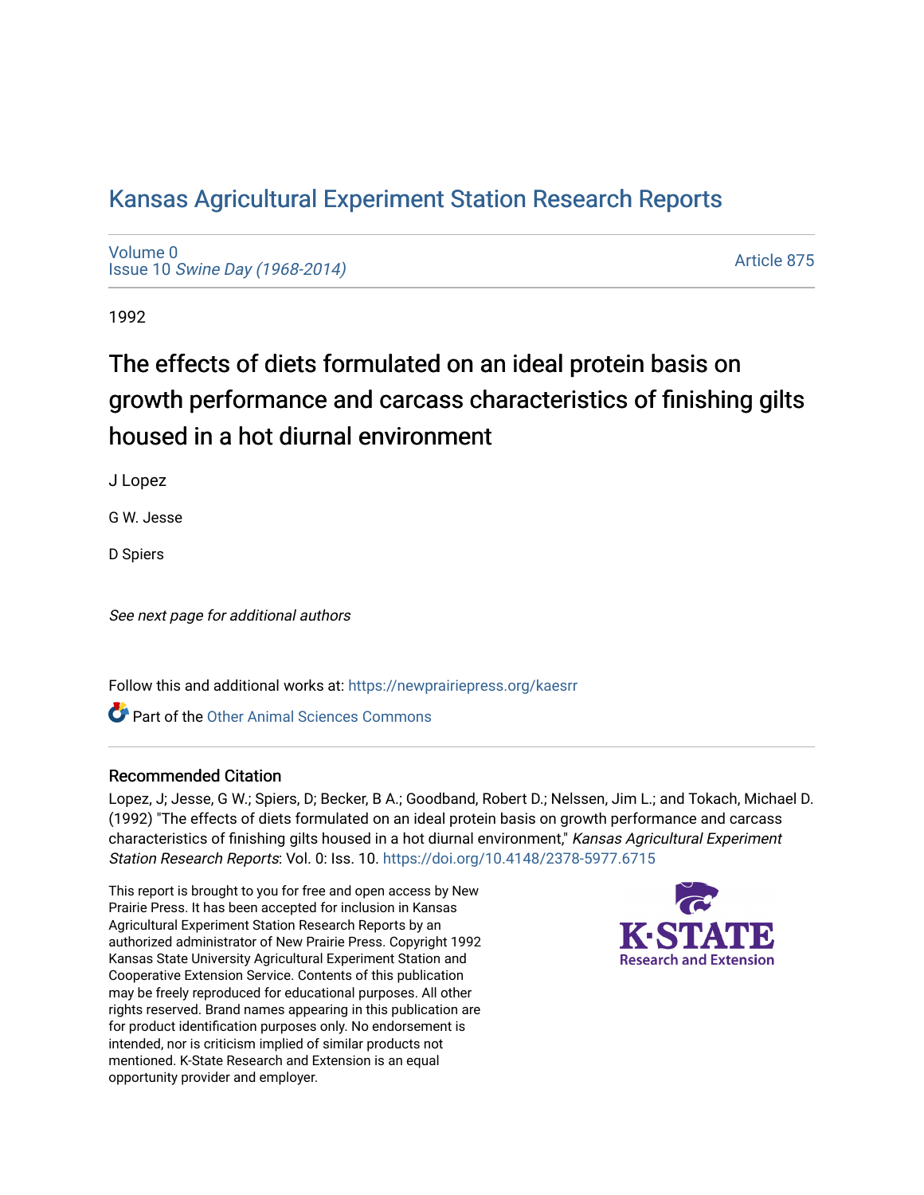# Kansas Agricultural Experiment Station Research Reports

Volume 0
Issue 10 *Swine Day (1968-2014)*

Article 875

1992

## The effects of diets formulated on an ideal protein basis on growth performance and carcass characteristics of finishing gilts housed in a hot diurnal environment

J Lopez

G W. Jesse

D Spiers

*See next page for additional authors*

Follow this and additional works at: https://newprairiepress.org/kaesrr

Part of the Other Animal Sciences Commons

### Recommended Citation

Lopez, J; Jesse, G W.; Spiers, D; Becker, B A.; Goodband, Robert D.; Nelssen, Jim L.; and Tokach, Michael D. (1992) "The effects of diets formulated on an ideal protein basis on growth performance and carcass characteristics of finishing gilts housed in a hot diurnal environment," *Kansas Agricultural Experiment Station Research Reports*: Vol. 0: Iss. 10. https://doi.org/10.4148/2378-5977.6715

This report is brought to you for free and open access by New Prairie Press. It has been accepted for inclusion in Kansas Agricultural Experiment Station Research Reports by an authorized administrator of New Prairie Press. Copyright 1992 Kansas State University Agricultural Experiment Station and Cooperative Extension Service. Contents of this publication may be freely reproduced for educational purposes. All other rights reserved. Brand names appearing in this publication are for product identification purposes only. No endorsement is intended, nor is criticism implied of similar products not mentioned. K-State Research and Extension is an equal opportunity provider and employer.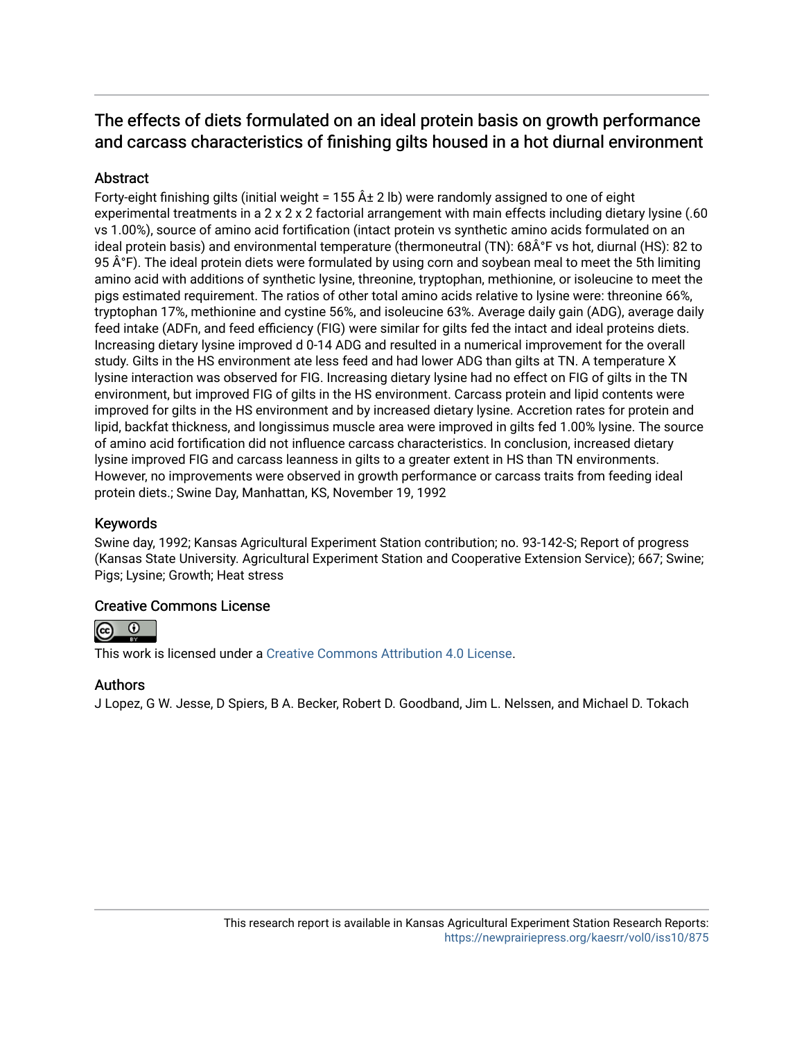# The effects of diets formulated on an ideal protein basis on growth performance and carcass characteristics of finishing gilts housed in a hot diurnal environment

## Abstract

Forty-eight finishing gilts (initial weight = 155 Â± 2 lb) were randomly assigned to one of eight experimental treatments in a 2 x 2 x 2 factorial arrangement with main effects including dietary lysine (.60 vs 1.00%), source of amino acid fortification (intact protein vs synthetic amino acids formulated on an ideal protein basis) and environmental temperature (thermoneutral (TN): 68Â°F vs hot, diurnal (HS): 82 to 95 Â°F). The ideal protein diets were formulated by using corn and soybean meal to meet the 5th limiting amino acid with additions of synthetic lysine, threonine, tryptophan, methionine, or isoleucine to meet the pigs estimated requirement. The ratios of other total amino acids relative to lysine were: threonine 66%, tryptophan 17%, methionine and cystine 56%, and isoleucine 63%. Average daily gain (ADG), average daily feed intake (ADFn, and feed efficiency (FIG) were similar for gilts fed the intact and ideal proteins diets. Increasing dietary lysine improved d 0-14 ADG and resulted in a numerical improvement for the overall study. Gilts in the HS environment ate less feed and had lower ADG than gilts at TN. A temperature X lysine interaction was observed for FIG. Increasing dietary lysine had no effect on FIG of gilts in the TN environment, but improved FIG of gilts in the HS environment. Carcass protein and lipid contents were improved for gilts in the HS environment and by increased dietary lysine. Accretion rates for protein and lipid, backfat thickness, and longissimus muscle area were improved in gilts fed 1.00% lysine. The source of amino acid fortification did not influence carcass characteristics. In conclusion, increased dietary lysine improved FIG and carcass leanness in gilts to a greater extent in HS than TN environments. However, no improvements were observed in growth performance or carcass traits from feeding ideal protein diets.; Swine Day, Manhattan, KS, November 19, 1992

## Keywords

Swine day, 1992; Kansas Agricultural Experiment Station contribution; no. 93-142-S; Report of progress (Kansas State University. Agricultural Experiment Station and Cooperative Extension Service); 667; Swine; Pigs; Lysine; Growth; Heat stress

## Creative Commons License

This work is licensed under a Creative Commons Attribution 4.0 License.

## Authors

J Lopez, G W. Jesse, D Spiers, B A. Becker, Robert D. Goodband, Jim L. Nelssen, and Michael D. Tokach

This research report is available in Kansas Agricultural Experiment Station Research Reports: https://newprairiepress.org/kaesrr/vol0/iss10/875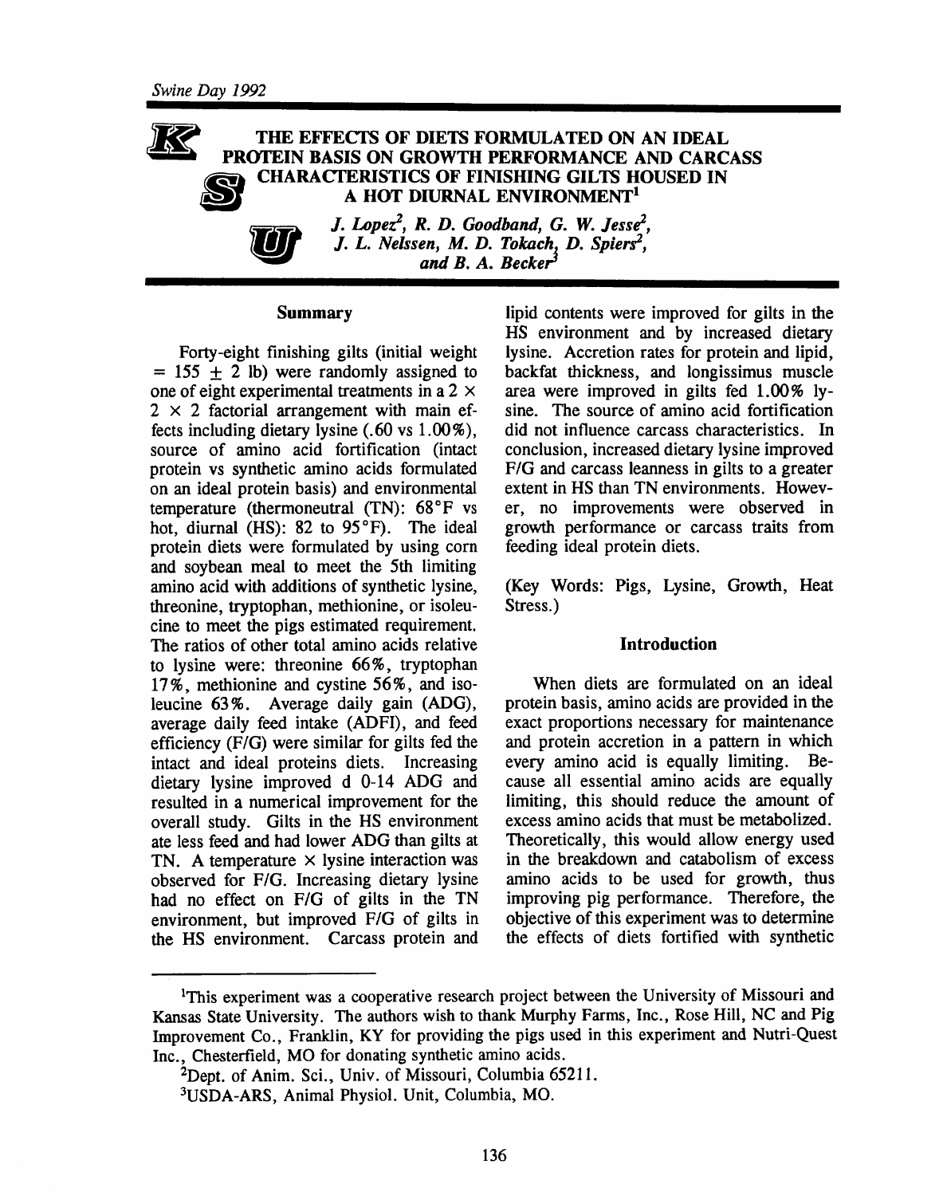Swine Day 1992

# THE EFFECTS OF DIETS FORMULATED ON AN IDEAL PROTEIN BASIS ON GROWTH PERFORMANCE AND CARCASS CHARACTERISTICS OF FINISHING GILTS HOUSED IN A HOT DIURNAL ENVIRONMENT[1]

*J. Lopez[2], R. D. Goodband, G. W. Jesse[2], J. L. Nelssen, M. D. Tokach, D. Spiers[2], and B. A. Becker[3]*

## Summary

Forty-eight finishing gilts (initial weight = 155 ± 2 lb) were randomly assigned to one of eight experimental treatments in a 2 × 2 × 2 factorial arrangement with main effects including dietary lysine (.60 vs 1.00%), source of amino acid fortification (intact protein vs synthetic amino acids formulated on an ideal protein basis) and environmental temperature (thermoneutral (TN): 68°F vs hot, diurnal (HS): 82 to 95°F). The ideal protein diets were formulated by using corn and soybean meal to meet the 5th limiting amino acid with additions of synthetic lysine, threonine, tryptophan, methionine, or isoleucine to meet the pigs estimated requirement. The ratios of other total amino acids relative to lysine were: threonine 66%, tryptophan 17%, methionine and cystine 56%, and isoleucine 63%. Average daily gain (ADG), average daily feed intake (ADFI), and feed efficiency (F/G) were similar for gilts fed the intact and ideal proteins diets. Increasing dietary lysine improved d 0-14 ADG and resulted in a numerical improvement for the overall study. Gilts in the HS environment ate less feed and had lower ADG than gilts at TN. A temperature × lysine interaction was observed for F/G. Increasing dietary lysine had no effect on F/G of gilts in the TN environment, but improved F/G of gilts in the HS environment. Carcass protein and lipid contents were improved for gilts in the HS environment and by increased dietary lysine. Accretion rates for protein and lipid, backfat thickness, and longissimus muscle area were improved in gilts fed 1.00% lysine. The source of amino acid fortification did not influence carcass characteristics. In conclusion, increased dietary lysine improved F/G and carcass leanness in gilts to a greater extent in HS than TN environments. However, no improvements were observed in growth performance or carcass traits from feeding ideal protein diets.

(Key Words: Pigs, Lysine, Growth, Heat Stress.)

## Introduction

When diets are formulated on an ideal protein basis, amino acids are provided in the exact proportions necessary for maintenance and protein accretion in a pattern in which every amino acid is equally limiting. Because all essential amino acids are equally limiting, this should reduce the amount of excess amino acids that must be metabolized. Theoretically, this would allow energy used in the breakdown and catabolism of excess amino acids to be used for growth, thus improving pig performance. Therefore, the objective of this experiment was to determine the effects of diets fortified with synthetic

---

[1]This experiment was a cooperative research project between the University of Missouri and Kansas State University. The authors wish to thank Murphy Farms, Inc., Rose Hill, NC and Pig Improvement Co., Franklin, KY for providing the pigs used in this experiment and Nutri-Quest Inc., Chesterfield, MO for donating synthetic amino acids.

[2]Dept. of Anim. Sci., Univ. of Missouri, Columbia 65211.

[3]USDA-ARS, Animal Physiol. Unit, Columbia, MO.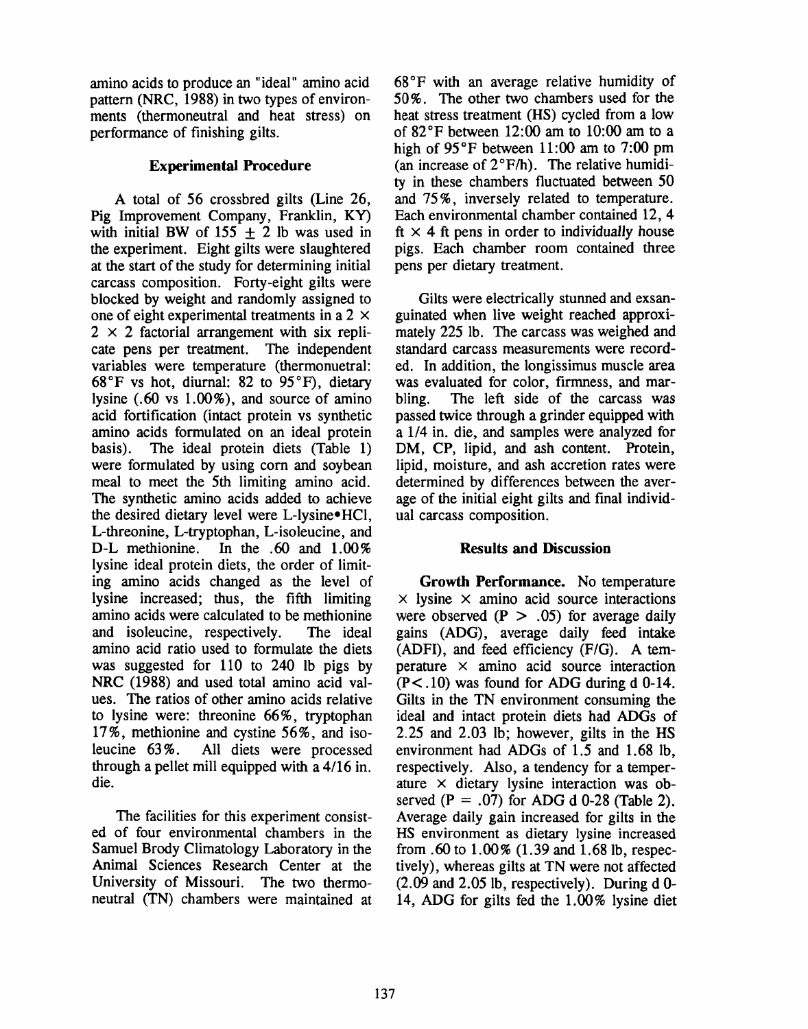amino acids to produce an "ideal" amino acid pattern (NRC, 1988) in two types of environments (thermoneutral and heat stress) on performance of finishing gilts.

### Experimental Procedure

A total of 56 crossbred gilts (Line 26, Pig Improvement Company, Franklin, KY) with initial BW of 155 ± 2 lb was used in the experiment. Eight gilts were slaughtered at the start of the study for determining initial carcass composition. Forty-eight gilts were blocked by weight and randomly assigned to one of eight experimental treatments in a 2 × 2 × 2 factorial arrangement with six replicate pens per treatment. The independent variables were temperature (thermonuetral: 68°F vs hot, diurnal: 82 to 95°F), dietary lysine (.60 vs 1.00%), and source of amino acid fortification (intact protein vs synthetic amino acids formulated on an ideal protein basis). The ideal protein diets (Table 1) were formulated by using corn and soybean meal to meet the 5th limiting amino acid. The synthetic amino acids added to achieve the desired dietary level were L-lysine•HCl, L-threonine, L-tryptophan, L-isoleucine, and D-L methionine. In the .60 and 1.00% lysine ideal protein diets, the order of limiting amino acids changed as the level of lysine increased; thus, the fifth limiting amino acids were calculated to be methionine and isoleucine, respectively. The ideal amino acid ratio used to formulate the diets was suggested for 110 to 240 lb pigs by NRC (1988) and used total amino acid values. The ratios of other amino acids relative to lysine were: threonine 66%, tryptophan 17%, methionine and cystine 56%, and isoleucine 63%. All diets were processed through a pellet mill equipped with a 4/16 in. die.

The facilities for this experiment consisted of four environmental chambers in the Samuel Brody Climatology Laboratory in the Animal Sciences Research Center at the University of Missouri. The two thermoneutral (TN) chambers were maintained at 68°F with an average relative humidity of 50%. The other two chambers used for the heat stress treatment (HS) cycled from a low of 82°F between 12:00 am to 10:00 am to a high of 95°F between 11:00 am to 7:00 pm (an increase of 2°F/h). The relative humidity in these chambers fluctuated between 50 and 75%, inversely related to temperature. Each environmental chamber contained 12, 4 ft × 4 ft pens in order to individually house pigs. Each chamber room contained three pens per dietary treatment.

Gilts were electrically stunned and exsanguinated when live weight reached approximately 225 lb. The carcass was weighed and standard carcass measurements were recorded. In addition, the longissimus muscle area was evaluated for color, firmness, and marbling. The left side of the carcass was passed twice through a grinder equipped with a 1/4 in. die, and samples were analyzed for DM, CP, lipid, and ash content. Protein, lipid, moisture, and ash accretion rates were determined by differences between the average of the initial eight gilts and final individual carcass composition.

### Results and Discussion

**Growth Performance.** No temperature × lysine × amino acid source interactions were observed ($P > .05$) for average daily gains (ADG), average daily feed intake (ADFI), and feed efficiency (F/G). A temperature × amino acid source interaction ($P < .10$) was found for ADG during d 0-14. Gilts in the TN environment consuming the ideal and intact protein diets had ADGs of 2.25 and 2.03 lb; however, gilts in the HS environment had ADGs of 1.5 and 1.68 lb, respectively. Also, a tendency for a temperature × dietary lysine interaction was observed ($P = .07$) for ADG d 0-28 (Table 2). Average daily gain increased for gilts in the HS environment as dietary lysine increased from .60 to 1.00% (1.39 and 1.68 lb, respectively), whereas gilts at TN were not affected (2.09 and 2.05 lb, respectively). During d 0-14, ADG for gilts fed the 1.00% lysine diet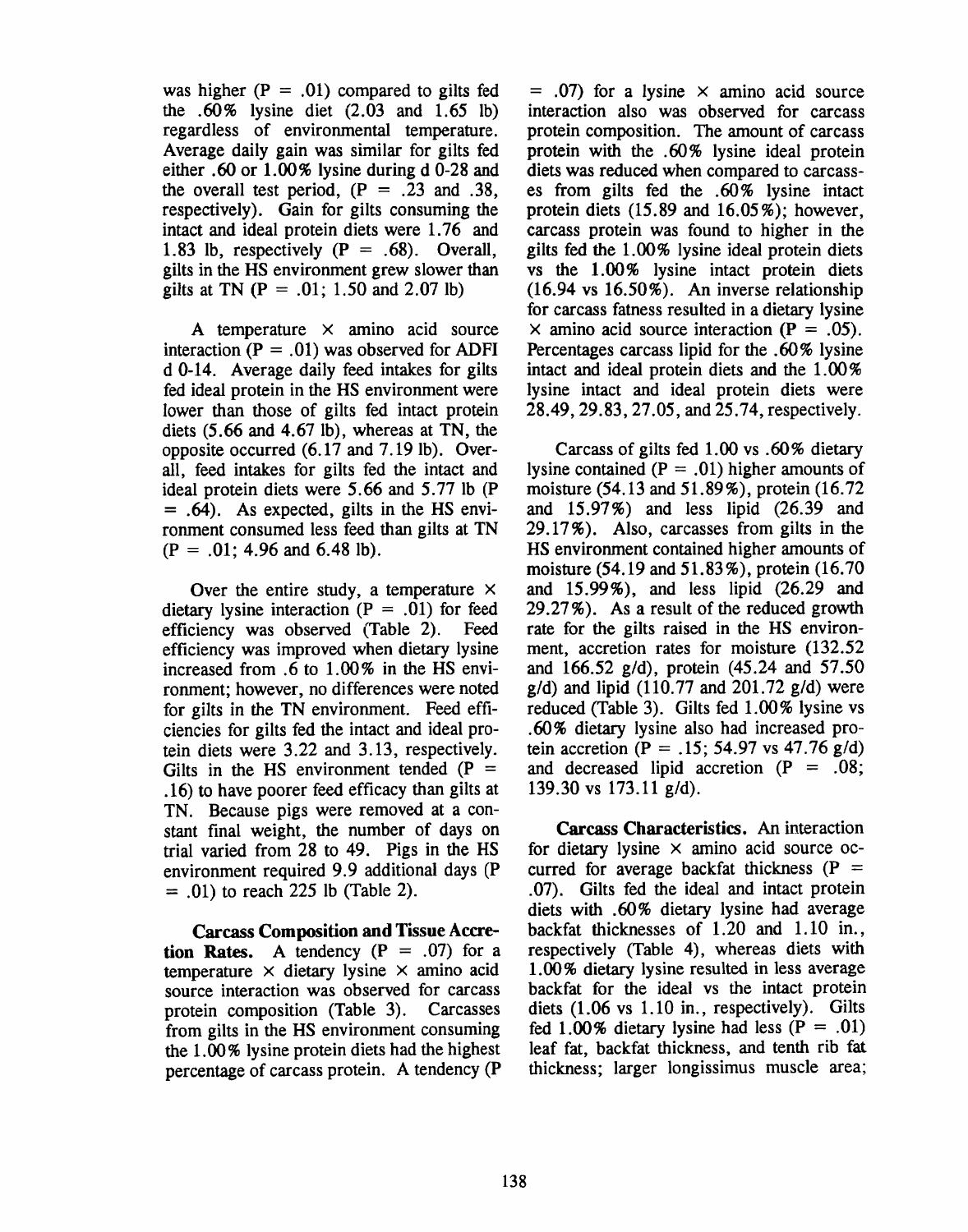was higher (P = .01) compared to gilts fed the .60% lysine diet (2.03 and 1.65 lb) regardless of environmental temperature. Average daily gain was similar for gilts fed either .60 or 1.00% lysine during d 0-28 and the overall test period, (P = .23 and .38, respectively). Gain for gilts consuming the intact and ideal protein diets were 1.76 and 1.83 lb, respectively (P = .68). Overall, gilts in the HS environment grew slower than gilts at TN (P = .01; 1.50 and 2.07 lb)

A temperature × amino acid source interaction (P = .01) was observed for ADFI d 0-14. Average daily feed intakes for gilts fed ideal protein in the HS environment were lower than those of gilts fed intact protein diets (5.66 and 4.67 lb), whereas at TN, the opposite occurred (6.17 and 7.19 lb). Overall, feed intakes for gilts fed the intact and ideal protein diets were 5.66 and 5.77 lb (P = .64). As expected, gilts in the HS environment consumed less feed than gilts at TN (P = .01; 4.96 and 6.48 lb).

Over the entire study, a temperature × dietary lysine interaction (P = .01) for feed efficiency was observed (Table 2). Feed efficiency was improved when dietary lysine increased from .6 to 1.00% in the HS environment; however, no differences were noted for gilts in the TN environment. Feed efficiencies for gilts fed the intact and ideal protein diets were 3.22 and 3.13, respectively. Gilts in the HS environment tended (P = .16) to have poorer feed efficacy than gilts at TN. Because pigs were removed at a constant final weight, the number of days on trial varied from 28 to 49. Pigs in the HS environment required 9.9 additional days (P = .01) to reach 225 lb (Table 2).

**Carcass Composition and Tissue Accretion Rates.** A tendency (P = .07) for a temperature × dietary lysine × amino acid source interaction was observed for carcass protein composition (Table 3). Carcasses from gilts in the HS environment consuming the 1.00% lysine protein diets had the highest percentage of carcass protein. A tendency (P = .07) for a lysine × amino acid source interaction also was observed for carcass protein composition. The amount of carcass protein with the .60% lysine ideal protein diets was reduced when compared to carcasses from gilts fed the .60% lysine intact protein diets (15.89 and 16.05%); however, carcass protein was found to higher in the gilts fed the 1.00% lysine ideal protein diets vs the 1.00% lysine intact protein diets (16.94 vs 16.50%). An inverse relationship for carcass fatness resulted in a dietary lysine × amino acid source interaction (P = .05). Percentages carcass lipid for the .60% lysine intact and ideal protein diets and the 1.00% lysine intact and ideal protein diets were 28.49, 29.83, 27.05, and 25.74, respectively.

Carcass of gilts fed 1.00 vs .60% dietary lysine contained (P = .01) higher amounts of moisture (54.13 and 51.89%), protein (16.72 and 15.97%) and less lipid (26.39 and 29.17%). Also, carcasses from gilts in the HS environment contained higher amounts of moisture (54.19 and 51.83%), protein (16.70 and 15.99%), and less lipid (26.29 and 29.27%). As a result of the reduced growth rate for the gilts raised in the HS environment, accretion rates for moisture (132.52 and 166.52 g/d), protein (45.24 and 57.50 g/d) and lipid (110.77 and 201.72 g/d) were reduced (Table 3). Gilts fed 1.00% lysine vs .60% dietary lysine also had increased protein accretion (P = .15; 54.97 vs 47.76 g/d) and decreased lipid accretion (P = .08; 139.30 vs 173.11 g/d).

**Carcass Characteristics.** An interaction for dietary lysine × amino acid source occurred for average backfat thickness (P = .07). Gilts fed the ideal and intact protein diets with .60% dietary lysine had average backfat thicknesses of 1.20 and 1.10 in., respectively (Table 4), whereas diets with 1.00% dietary lysine resulted in less average backfat for the ideal vs the intact protein diets (1.06 vs 1.10 in., respectively). Gilts fed 1.00% dietary lysine had less (P = .01) leaf fat, backfat thickness, and tenth rib fat thickness; larger longissimus muscle area;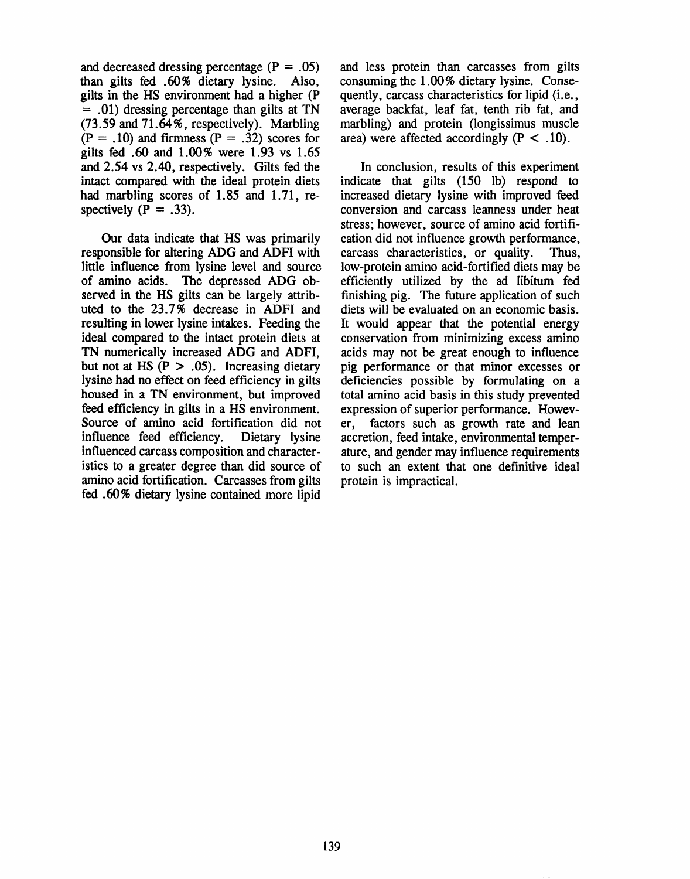and decreased dressing percentage ($P = .05$) than gilts fed .60% dietary lysine. Also, gilts in the HS environment had a higher ($P = .01$) dressing percentage than gilts at TN (73.59 and 71.64%, respectively). Marbling ($P = .10$) and firmness ($P = .32$) scores for gilts fed .60 and 1.00% were 1.93 vs 1.65 and 2.54 vs 2.40, respectively. Gilts fed the intact compared with the ideal protein diets had marbling scores of 1.85 and 1.71, respectively ($P = .33$).

Our data indicate that HS was primarily responsible for altering ADG and ADFI with little influence from lysine level and source of amino acids. The depressed ADG observed in the HS gilts can be largely attributed to the 23.7% decrease in ADFI and resulting in lower lysine intakes. Feeding the ideal compared to the intact protein diets at TN numerically increased ADG and ADFI, but not at HS ($P > .05$). Increasing dietary lysine had no effect on feed efficiency in gilts housed in a TN environment, but improved feed efficiency in gilts in a HS environment. Source of amino acid fortification did not influence feed efficiency. Dietary lysine influenced carcass composition and characteristics to a greater degree than did source of amino acid fortification. Carcasses from gilts fed .60% dietary lysine contained more lipid and less protein than carcasses from gilts consuming the 1.00% dietary lysine. Consequently, carcass characteristics for lipid (i.e., average backfat, leaf fat, tenth rib fat, and marbling) and protein (longissimus muscle area) were affected accordingly ($P < .10$).

In conclusion, results of this experiment indicate that gilts (150 lb) respond to increased dietary lysine with improved feed conversion and carcass leanness under heat stress; however, source of amino acid fortification did not influence growth performance, carcass characteristics, or quality. Thus, low-protein amino acid-fortified diets may be efficiently utilized by the ad libitum fed finishing pig. The future application of such diets will be evaluated on an economic basis. It would appear that the potential energy conservation from minimizing excess amino acids may not be great enough to influence pig performance or that minor excesses or deficiencies possible by formulating on a total amino acid basis in this study prevented expression of superior performance. However, factors such as growth rate and lean accretion, feed intake, environmental temperature, and gender may influence requirements to such an extent that one definitive ideal protein is impractical.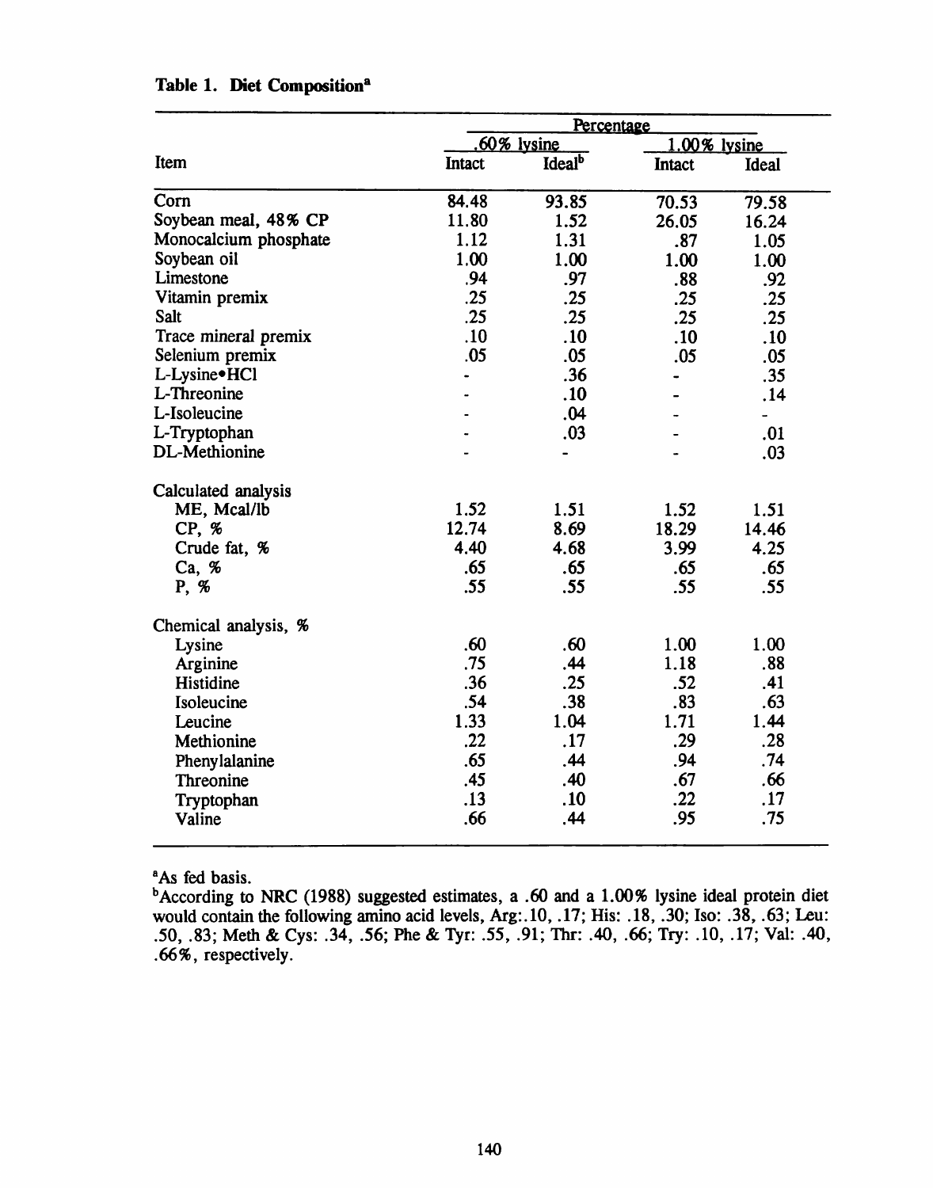**Table 1. Diet Composition[a]**

| Item | Percentage | | | |
|---|---|---|---|---|
| | .60% lysine | | 1.00% lysine | |
| | Intact | Ideal[b] | Intact | Ideal |
| Corn | 84.48 | 93.85 | 70.53 | 79.58 |
| Soybean meal, 48% CP | 11.80 | 1.52 | 26.05 | 16.24 |
| Monocalcium phosphate | 1.12 | 1.31 | .87 | 1.05 |
| Soybean oil | 1.00 | 1.00 | 1.00 | 1.00 |
| Limestone | .94 | .97 | .88 | .92 |
| Vitamin premix | .25 | .25 | .25 | .25 |
| Salt | .25 | .25 | .25 | .25 |
| Trace mineral premix | .10 | .10 | .10 | .10 |
| Selenium premix | .05 | .05 | .05 | .05 |
| L-Lysine•HCl | - | .36 | - | .35 |
| L-Threonine | - | .10 | - | .14 |
| L-Isoleucine | - | .04 | - | - |
| L-Tryptophan | - | .03 | - | .01 |
| DL-Methionine | - | - | - | .03 |
| Calculated analysis | | | | |
| ME, Mcal/lb | 1.52 | 1.51 | 1.52 | 1.51 |
| CP, % | 12.74 | 8.69 | 18.29 | 14.46 |
| Crude fat, % | 4.40 | 4.68 | 3.99 | 4.25 |
| Ca, % | .65 | .65 | .65 | .65 |
| P, % | .55 | .55 | .55 | .55 |
| Chemical analysis, % | | | | |
| Lysine | .60 | .60 | 1.00 | 1.00 |
| Arginine | .75 | .44 | 1.18 | .88 |
| Histidine | .36 | .25 | .52 | .41 |
| Isoleucine | .54 | .38 | .83 | .63 |
| Leucine | 1.33 | 1.04 | 1.71 | 1.44 |
| Methionine | .22 | .17 | .29 | .28 |
| Phenylalanine | .65 | .44 | .94 | .74 |
| Threonine | .45 | .40 | .67 | .66 |
| Tryptophan | .13 | .10 | .22 | .17 |
| Valine | .66 | .44 | .95 | .75 |

[a]As fed basis.

[b]According to NRC (1988) suggested estimates, a .60 and a 1.00% lysine ideal protein diet would contain the following amino acid levels, Arg:.10, .17; His: .18, .30; Iso: .38, .63; Leu: .50, .83; Meth & Cys: .34, .56; Phe & Tyr: .55, .91; Thr: .40, .66; Try: .10, .17; Val: .40, .66%, respectively.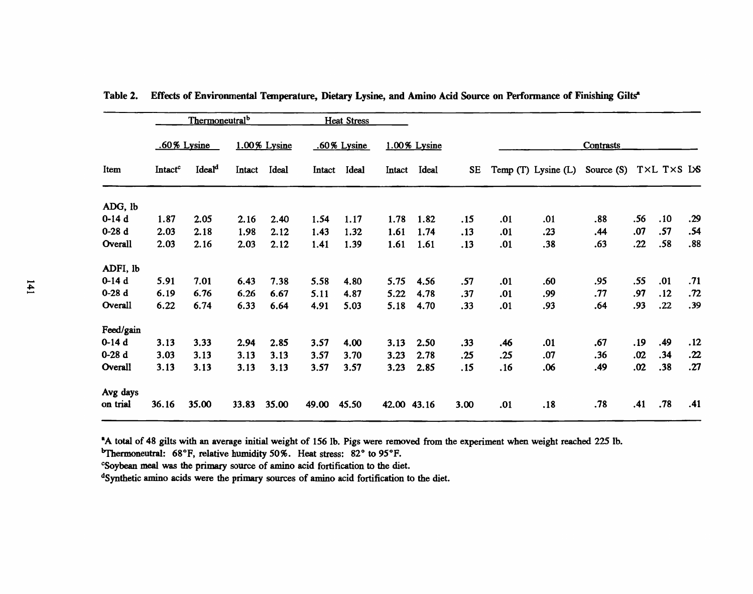**Table 2. Effects of Environmental Temperature, Dietary Lysine, and Amino Acid Source on Performance of Finishing Gilts[a]**

| | Thermoneutral[b] | | | | Heat Stress | | | | | Contrasts | | | | | |
|---|---|---|---|---|---|---|---|---|---|---|---|---|---|---|---|
| | .60% Lysine | | 1.00% Lysine | | .60% Lysine | | 1.00% Lysine | | | | | | | | |
| Item | Intact[c] | Ideal[d] | Intact | Ideal | Intact | Ideal | Intact | Ideal | SE | Temp (T) | Lysine (L) | Source (S) | T×L | T×S | L×S |
| ADG, lb | | | | | | | | | | | | | | | |
| 0-14 d | 1.87 | 2.05 | 2.16 | 2.40 | 1.54 | 1.17 | 1.78 | 1.82 | .15 | .01 | .01 | .88 | .56 | .10 | .29 |
| 0-28 d | 2.03 | 2.18 | 1.98 | 2.12 | 1.43 | 1.32 | 1.61 | 1.74 | .13 | .01 | .23 | .44 | .07 | .57 | .54 |
| Overall | 2.03 | 2.16 | 2.03 | 2.12 | 1.41 | 1.39 | 1.61 | 1.61 | .13 | .01 | .38 | .63 | .22 | .58 | .88 |
| ADFI, lb | | | | | | | | | | | | | | | |
| 0-14 d | 5.91 | 7.01 | 6.43 | 7.38 | 5.58 | 4.80 | 5.75 | 4.56 | .57 | .01 | .60 | .95 | .55 | .01 | .71 |
| 0-28 d | 6.19 | 6.76 | 6.26 | 6.67 | 5.11 | 4.87 | 5.22 | 4.78 | .37 | .01 | .99 | .77 | .97 | .12 | .72 |
| Overall | 6.22 | 6.74 | 6.33 | 6.64 | 4.91 | 5.03 | 5.18 | 4.70 | .33 | .01 | .93 | .64 | .93 | .22 | .39 |
| Feed/gain | | | | | | | | | | | | | | | |
| 0-14 d | 3.13 | 3.33 | 2.94 | 2.85 | 3.57 | 4.00 | 3.13 | 2.50 | .33 | .46 | .01 | .67 | .19 | .49 | .12 |
| 0-28 d | 3.03 | 3.13 | 3.13 | 3.13 | 3.57 | 3.70 | 3.23 | 2.78 | .25 | .25 | .07 | .36 | .02 | .34 | .22 |
| Overall | 3.13 | 3.13 | 3.13 | 3.13 | 3.57 | 3.57 | 3.23 | 2.85 | .15 | .16 | .06 | .49 | .02 | .38 | .27 |
| Avg days on trial | 36.16 | 35.00 | 33.83 | 35.00 | 49.00 | 45.50 | 42.00 | 43.16 | 3.00 | .01 | .18 | .78 | .41 | .78 | .41 |

[a]A total of 48 gilts with an average initial weight of 156 lb. Pigs were removed from the experiment when weight reached 225 lb.

[b]Thermoneutral: 68°F, relative humidity 50%. Heat stress: 82° to 95°F.

[c]Soybean meal was the primary source of amino acid fortification to the diet.

[d]Synthetic amino acids were the primary sources of amino acid fortification to the diet.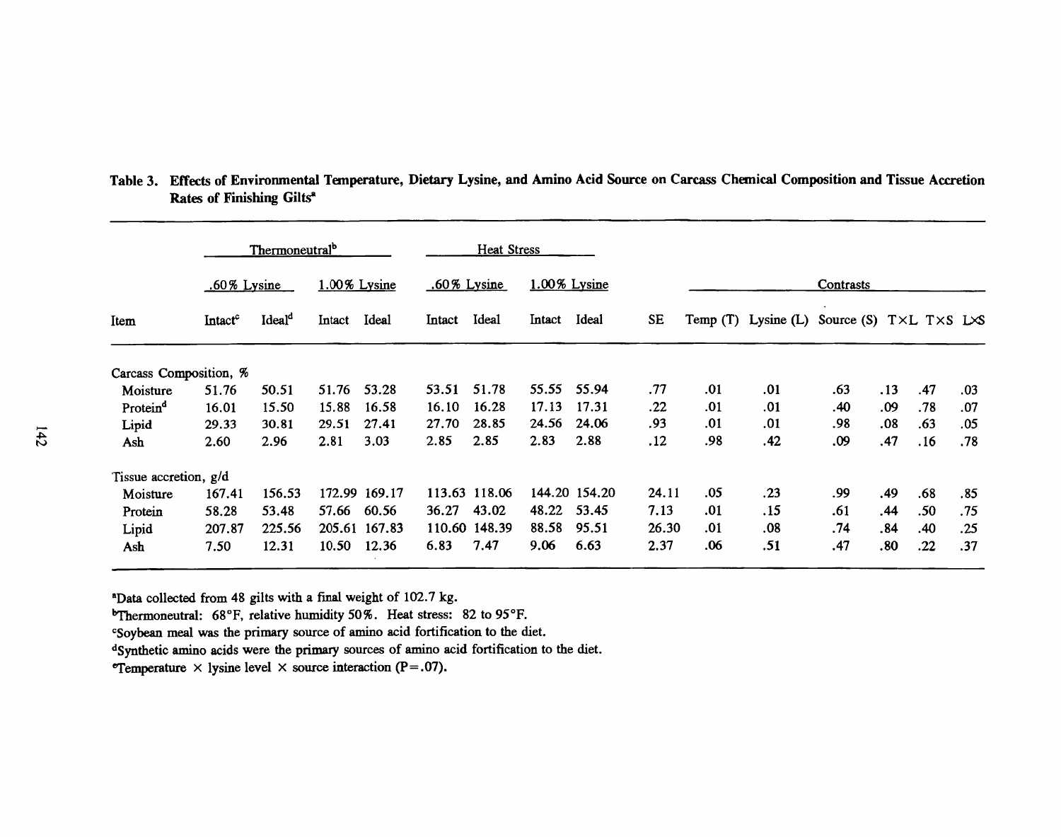Table 3. **Effects of Environmental Temperature, Dietary Lysine, and Amino Acid Source on Carcass Chemical Composition and Tissue Accretion Rates of Finishing Gilts**[a]

| | Thermoneutral[b] | | | | Heat Stress | | | | | Contrasts | | | | | |
|---|---|---|---|---|---|---|---|---|---|---|---|---|---|---|---|
| | .60% Lysine | | 1.00% Lysine | | .60% Lysine | | 1.00% Lysine | | | | | | | | |
| Item | Intact[c] | Ideal[d] | Intact | Ideal | Intact | Ideal | Intact | Ideal | SE | Temp (T) | Lysine (L) | Source (S) | T×L | T×S | L×S |
| Carcass Composition, % | | | | | | | | | | | | | | | |
| Moisture | 51.76 | 50.51 | 51.76 | 53.28 | 53.51 | 51.78 | 55.55 | 55.94 | .77 | .01 | .01 | .63 | .13 | .47 | .03 |
| Protein[d] | 16.01 | 15.50 | 15.88 | 16.58 | 16.10 | 16.28 | 17.13 | 17.31 | .22 | .01 | .01 | .40 | .09 | .78 | .07 |
| Lipid | 29.33 | 30.81 | 29.51 | 27.41 | 27.70 | 28.85 | 24.56 | 24.06 | .93 | .01 | .01 | .98 | .08 | .63 | .05 |
| Ash | 2.60 | 2.96 | 2.81 | 3.03 | 2.85 | 2.85 | 2.83 | 2.88 | .12 | .98 | .42 | .09 | .47 | .16 | .78 |
| Tissue accretion, g/d | | | | | | | | | | | | | | | |
| Moisture | 167.41 | 156.53 | 172.99 | 169.17 | 113.63 | 118.06 | 144.20 | 154.20 | 24.11 | .05 | .23 | .99 | .49 | .68 | .85 |
| Protein | 58.28 | 53.48 | 57.66 | 60.56 | 36.27 | 43.02 | 48.22 | 53.45 | 7.13 | .01 | .15 | .61 | .44 | .50 | .75 |
| Lipid | 207.87 | 225.56 | 205.61 | 167.83 | 110.60 | 148.39 | 88.58 | 95.51 | 26.30 | .01 | .08 | .74 | .84 | .40 | .25 |
| Ash | 7.50 | 12.31 | 10.50 | 12.36 | 6.83 | 7.47 | 9.06 | 6.63 | 2.37 | .06 | .51 | .47 | .80 | .22 | .37 |

[a]Data collected from 48 gilts with a final weight of 102.7 kg.
[b]Thermoneutral: 68°F, relative humidity 50%. Heat stress: 82 to 95°F.
[c]Soybean meal was the primary source of amino acid fortification to the diet.
[d]Synthetic amino acids were the primary sources of amino acid fortification to the diet.
[e]Temperature × lysine level × source interaction (P=.07).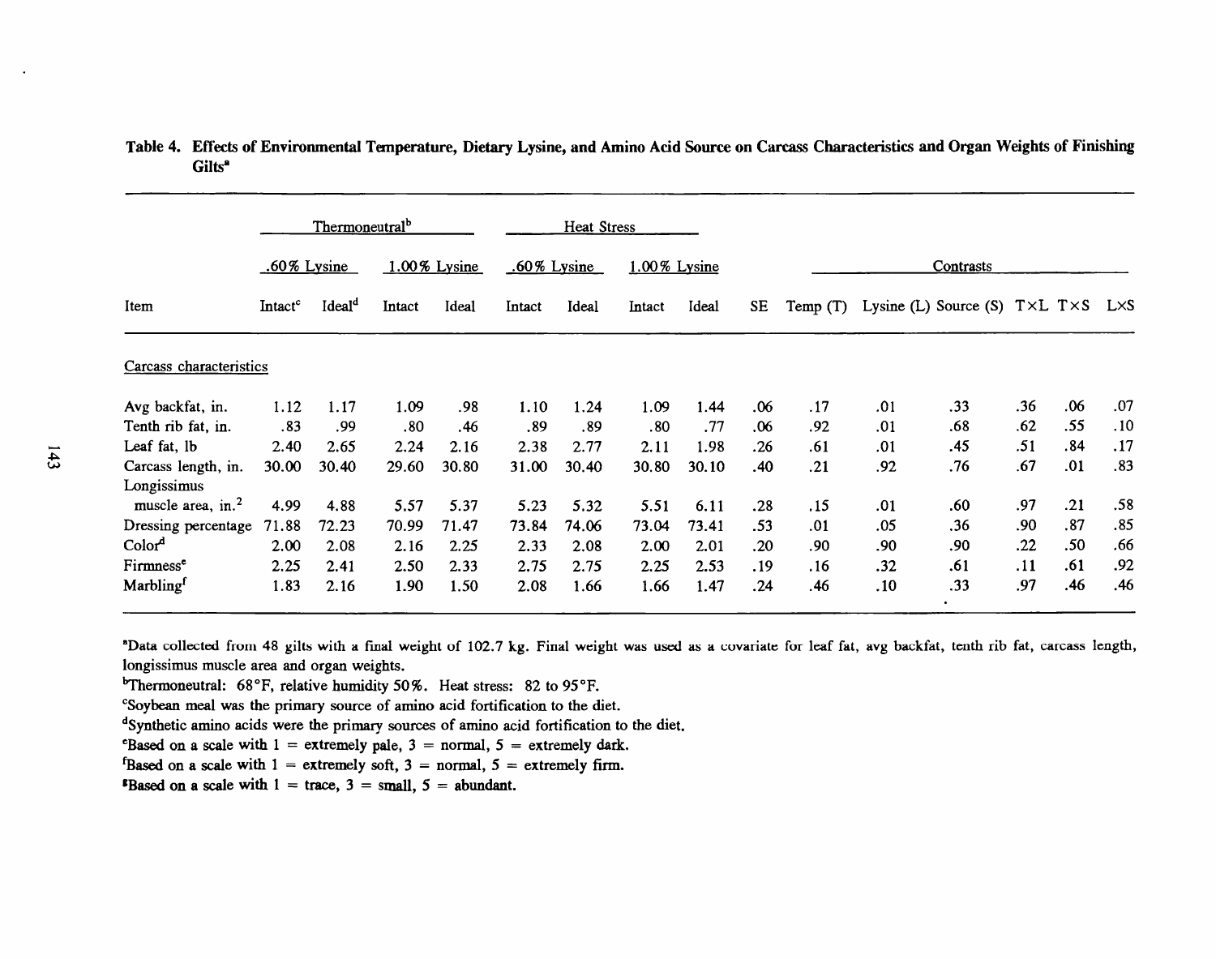**Table 4. Effects of Environmental Temperature, Dietary Lysine, and Amino Acid Source on Carcass Characteristics and Organ Weights of Finishing Gilts[a]**

| | Thermoneutral[b] | | | | Heat Stress | | | | | Contrasts | | | | | |
|---|---|---|---|---|---|---|---|---|---|---|---|---|---|---|---|
| | .60% Lysine | | 1.00% Lysine | | .60% Lysine | | 1.00% Lysine | | | | | | | | |
| Item | Intact[c] | Ideal[d] | Intact | Ideal | Intact | Ideal | Intact | Ideal | SE | Temp (T) | Lysine (L) | Source (S) | T×L | T×S | L×S |
| *Carcass characteristics* | | | | | | | | | | | | | | | |
| Avg backfat, in. | 1.12 | 1.17 | 1.09 | .98 | 1.10 | 1.24 | 1.09 | 1.44 | .06 | .17 | .01 | .33 | .36 | .06 | .07 |
| Tenth rib fat, in. | .83 | .99 | .80 | .46 | .89 | .89 | .80 | .77 | .06 | .92 | .01 | .68 | .62 | .55 | .10 |
| Leaf fat, lb | 2.40 | 2.65 | 2.24 | 2.16 | 2.38 | 2.77 | 2.11 | 1.98 | .26 | .61 | .01 | .45 | .51 | .84 | .17 |
| Carcass length, in. | 30.00 | 30.40 | 29.60 | 30.80 | 31.00 | 30.40 | 30.80 | 30.10 | .40 | .21 | .92 | .76 | .67 | .01 | .83 |
| Longissimus muscle area, in.$^2$ | 4.99 | 4.88 | 5.57 | 5.37 | 5.23 | 5.32 | 5.51 | 6.11 | .28 | .15 | .01 | .60 | .97 | .21 | .58 |
| Dressing percentage | 71.88 | 72.23 | 70.99 | 71.47 | 73.84 | 74.06 | 73.04 | 73.41 | .53 | .01 | .05 | .36 | .90 | .87 | .85 |
| Color[d] | 2.00 | 2.08 | 2.16 | 2.25 | 2.33 | 2.08 | 2.00 | 2.01 | .20 | .90 | .90 | .90 | .22 | .50 | .66 |
| Firmness[e] | 2.25 | 2.41 | 2.50 | 2.33 | 2.75 | 2.75 | 2.25 | 2.53 | .19 | .16 | .32 | .61 | .11 | .61 | .92 |
| Marbling[f] | 1.83 | 2.16 | 1.90 | 1.50 | 2.08 | 1.66 | 1.66 | 1.47 | .24 | .46 | .10 | .33 | .97 | .46 | .46 |

[a]Data collected from 48 gilts with a final weight of 102.7 kg. Final weight was used as a covariate for leaf fat, avg backfat, tenth rib fat, carcass length, longissimus muscle area and organ weights.

[b]Thermoneutral: 68°F, relative humidity 50%. Heat stress: 82 to 95°F.

[c]Soybean meal was the primary source of amino acid fortification to the diet.

[d]Synthetic amino acids were the primary sources of amino acid fortification to the diet.

[e]Based on a scale with 1 = extremely pale, 3 = normal, 5 = extremely dark.

[f]Based on a scale with 1 = extremely soft, 3 = normal, 5 = extremely firm.

[g]Based on a scale with 1 = trace, 3 = small, 5 = abundant.